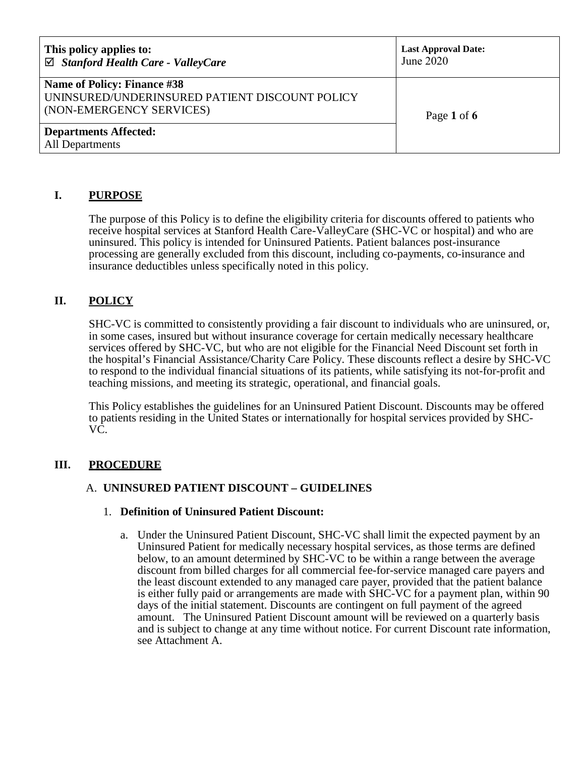| This policy applies to: ☑ *Stanford Health Care - ValleyCare* | **Last Approval Date:** June 2020 |
|---|---|
| **Name of Policy: Finance #38** UNINSURED/UNDERINSURED PATIENT DISCOUNT POLICY (NON-EMERGENCY SERVICES) | |
| **Departments Affected:** All Departments | |

## I. PURPOSE

The purpose of this Policy is to define the eligibility criteria for discounts offered to patients who receive hospital services at Stanford Health Care-ValleyCare (SHC-VC or hospital) and who are uninsured. This policy is intended for Uninsured Patients. Patient balances post-insurance processing are generally excluded from this discount, including co-payments, co-insurance and insurance deductibles unless specifically noted in this policy.

## II. POLICY

SHC-VC is committed to consistently providing a fair discount to individuals who are uninsured, or, in some cases, insured but without insurance coverage for certain medically necessary healthcare services offered by SHC-VC, but who are not eligible for the Financial Need Discount set forth in the hospital's Financial Assistance/Charity Care Policy. These discounts reflect a desire by SHC-VC to respond to the individual financial situations of its patients, while satisfying its not-for-profit and teaching missions, and meeting its strategic, operational, and financial goals.

This Policy establishes the guidelines for an Uninsured Patient Discount. Discounts may be offered to patients residing in the United States or internationally for hospital services provided by SHC-VC.

## III. PROCEDURE

### A. UNINSURED PATIENT DISCOUNT – GUIDELINES

1. **Definition of Uninsured Patient Discount:**

   a. Under the Uninsured Patient Discount, SHC-VC shall limit the expected payment by an Uninsured Patient for medically necessary hospital services, as those terms are defined below, to an amount determined by SHC-VC to be within a range between the average discount from billed charges for all commercial fee-for-service managed care payers and the least discount extended to any managed care payer, provided that the patient balance is either fully paid or arrangements are made with SHC-VC for a payment plan, within 90 days of the initial statement. Discounts are contingent on full payment of the agreed amount. The Uninsured Patient Discount amount will be reviewed on a quarterly basis and is subject to change at any time without notice. For current Discount rate information, see Attachment A.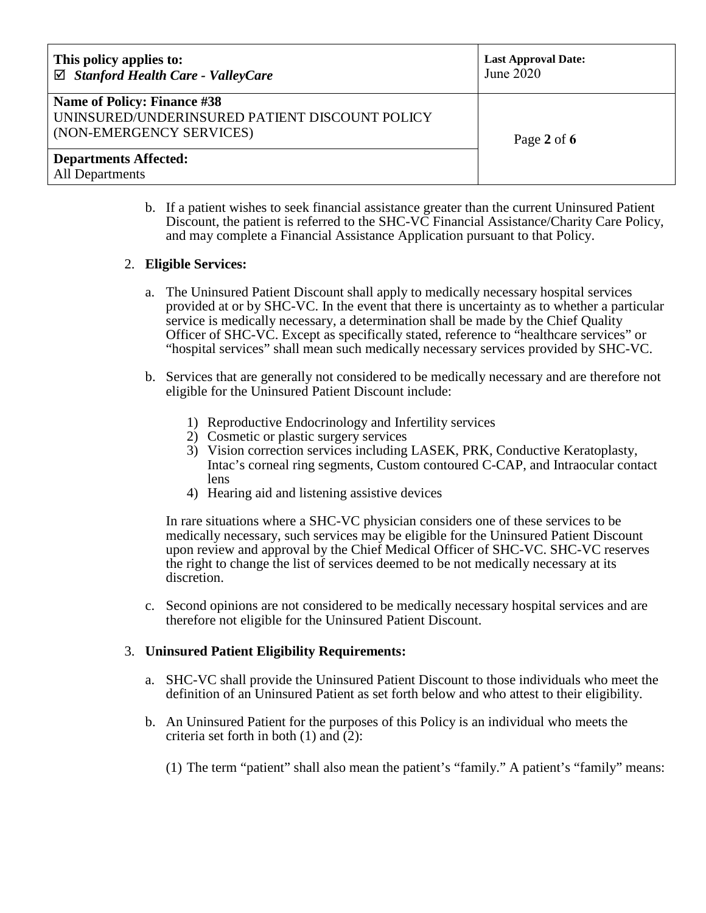b. If a patient wishes to seek financial assistance greater than the current Uninsured Patient Discount, the patient is referred to the SHC-VC Financial Assistance/Charity Care Policy, and may complete a Financial Assistance Application pursuant to that Policy.

2. **Eligible Services:**

   a. The Uninsured Patient Discount shall apply to medically necessary hospital services provided at or by SHC-VC. In the event that there is uncertainty as to whether a particular service is medically necessary, a determination shall be made by the Chief Quality Officer of SHC-VC. Except as specifically stated, reference to "healthcare services" or "hospital services" shall mean such medically necessary services provided by SHC-VC.

   b. Services that are generally not considered to be medically necessary and are therefore not eligible for the Uninsured Patient Discount include:

      1) Reproductive Endocrinology and Infertility services
      2) Cosmetic or plastic surgery services
      3) Vision correction services including LASEK, PRK, Conductive Keratoplasty, Intac's corneal ring segments, Custom contoured C-CAP, and Intraocular contact lens
      4) Hearing aid and listening assistive devices

      In rare situations where a SHC-VC physician considers one of these services to be medically necessary, such services may be eligible for the Uninsured Patient Discount upon review and approval by the Chief Medical Officer of SHC-VC. SHC-VC reserves the right to change the list of services deemed to be not medically necessary at its discretion.

   c. Second opinions are not considered to be medically necessary hospital services and are therefore not eligible for the Uninsured Patient Discount.

3. **Uninsured Patient Eligibility Requirements:**

   a. SHC-VC shall provide the Uninsured Patient Discount to those individuals who meet the definition of an Uninsured Patient as set forth below and who attest to their eligibility.

   b. An Uninsured Patient for the purposes of this Policy is an individual who meets the criteria set forth in both (1) and (2):

      (1) The term "patient" shall also mean the patient's "family." A patient's "family" means: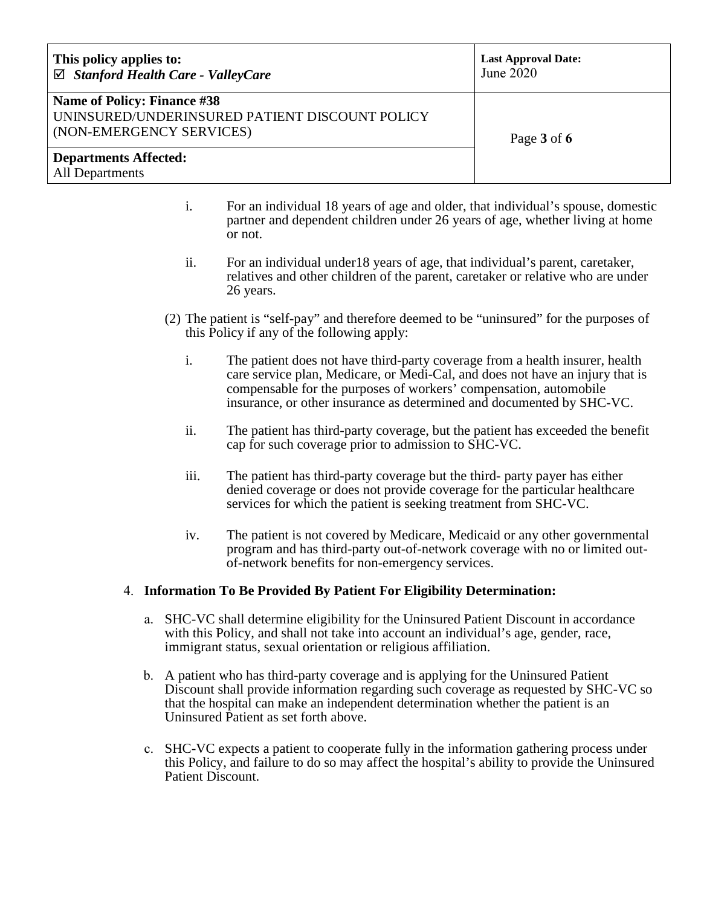i. For an individual 18 years of age and older, that individual's spouse, domestic partner and dependent children under 26 years of age, whether living at home or not.

ii. For an individual under18 years of age, that individual's parent, caretaker, relatives and other children of the parent, caretaker or relative who are under 26 years.

(2) The patient is "self-pay" and therefore deemed to be "uninsured" for the purposes of this Policy if any of the following apply:

i. The patient does not have third-party coverage from a health insurer, health care service plan, Medicare, or Medi-Cal, and does not have an injury that is compensable for the purposes of workers' compensation, automobile insurance, or other insurance as determined and documented by SHC-VC.

ii. The patient has third-party coverage, but the patient has exceeded the benefit cap for such coverage prior to admission to SHC-VC.

iii. The patient has third-party coverage but the third- party payer has either denied coverage or does not provide coverage for the particular healthcare services for which the patient is seeking treatment from SHC-VC.

iv. The patient is not covered by Medicare, Medicaid or any other governmental program and has third-party out-of-network coverage with no or limited out-of-network benefits for non-emergency services.

4. **Information To Be Provided By Patient For Eligibility Determination:**

   a. SHC-VC shall determine eligibility for the Uninsured Patient Discount in accordance with this Policy, and shall not take into account an individual's age, gender, race, immigrant status, sexual orientation or religious affiliation.

   b. A patient who has third-party coverage and is applying for the Uninsured Patient Discount shall provide information regarding such coverage as requested by SHC-VC so that the hospital can make an independent determination whether the patient is an Uninsured Patient as set forth above.

   c. SHC-VC expects a patient to cooperate fully in the information gathering process under this Policy, and failure to do so may affect the hospital's ability to provide the Uninsured Patient Discount.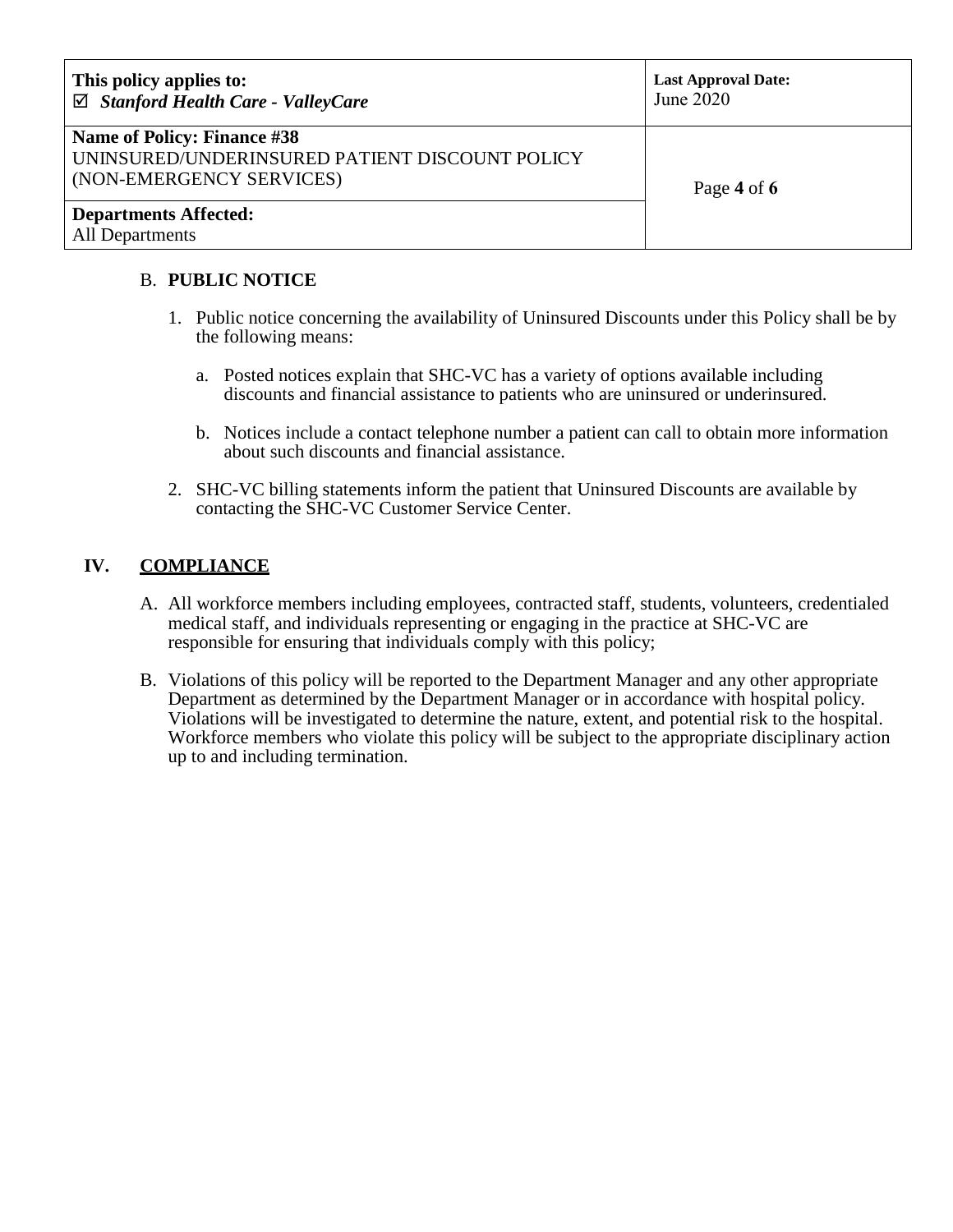### B. PUBLIC NOTICE

1. Public notice concerning the availability of Uninsured Discounts under this Policy shall be by the following means:

   a. Posted notices explain that SHC-VC has a variety of options available including discounts and financial assistance to patients who are uninsured or underinsured.

   b. Notices include a contact telephone number a patient can call to obtain more information about such discounts and financial assistance.

2. SHC-VC billing statements inform the patient that Uninsured Discounts are available by contacting the SHC-VC Customer Service Center.

## IV. COMPLIANCE

A. All workforce members including employees, contracted staff, students, volunteers, credentialed medical staff, and individuals representing or engaging in the practice at SHC-VC are responsible for ensuring that individuals comply with this policy;

B. Violations of this policy will be reported to the Department Manager and any other appropriate Department as determined by the Department Manager or in accordance with hospital policy. Violations will be investigated to determine the nature, extent, and potential risk to the hospital. Workforce members who violate this policy will be subject to the appropriate disciplinary action up to and including termination.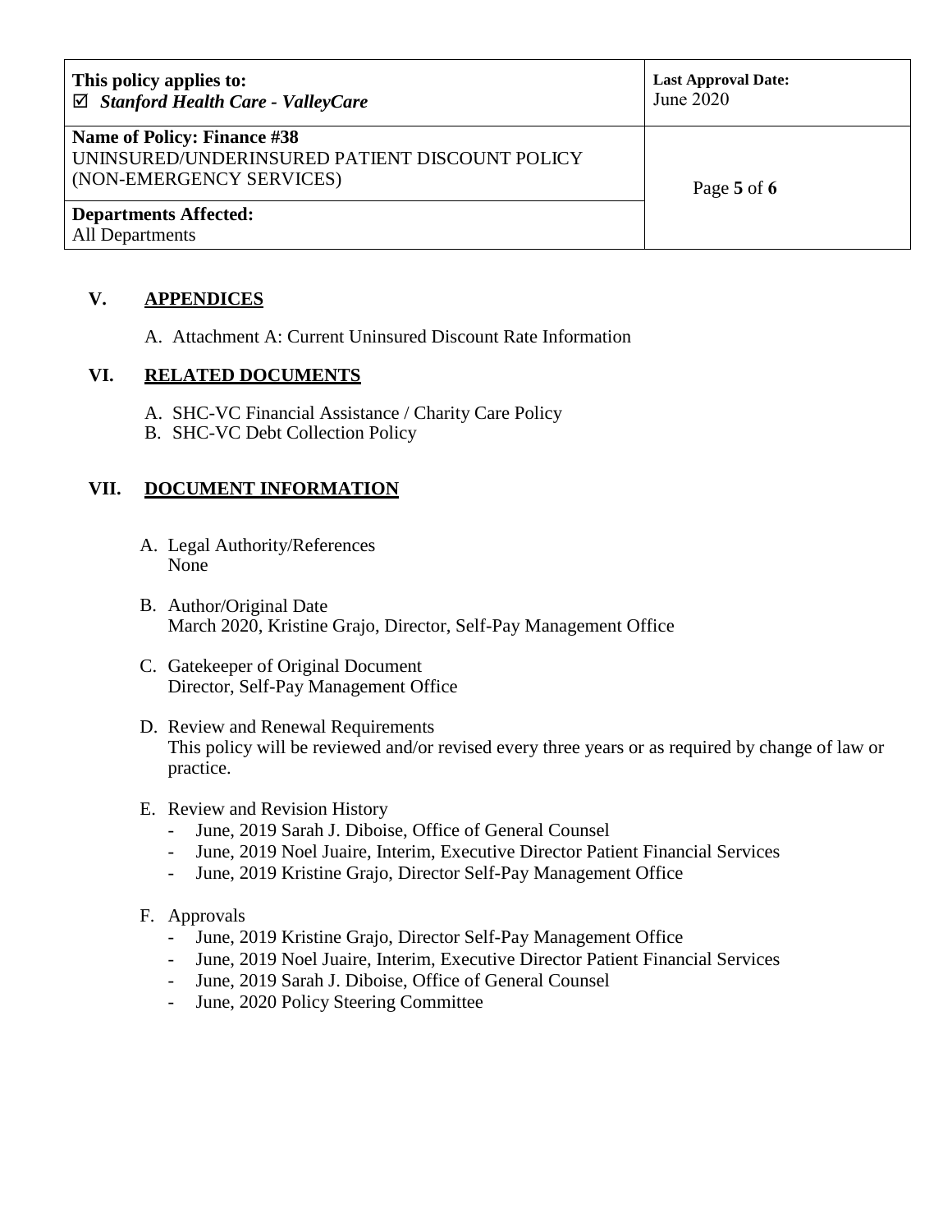## V. APPENDICES

A. Attachment A: Current Uninsured Discount Rate Information

## VI. RELATED DOCUMENTS

A. SHC-VC Financial Assistance / Charity Care Policy
B. SHC-VC Debt Collection Policy

## VII. DOCUMENT INFORMATION

A. Legal Authority/References
None

B. Author/Original Date
March 2020, Kristine Grajo, Director, Self-Pay Management Office

C. Gatekeeper of Original Document
Director, Self-Pay Management Office

D. Review and Renewal Requirements
This policy will be reviewed and/or revised every three years or as required by change of law or practice.

E. Review and Revision History
- June, 2019 Sarah J. Diboise, Office of General Counsel
- June, 2019 Noel Juaire, Interim, Executive Director Patient Financial Services
- June, 2019 Kristine Grajo, Director Self-Pay Management Office

F. Approvals
- June, 2019 Kristine Grajo, Director Self-Pay Management Office
- June, 2019 Noel Juaire, Interim, Executive Director Patient Financial Services
- June, 2019 Sarah J. Diboise, Office of General Counsel
- June, 2020 Policy Steering Committee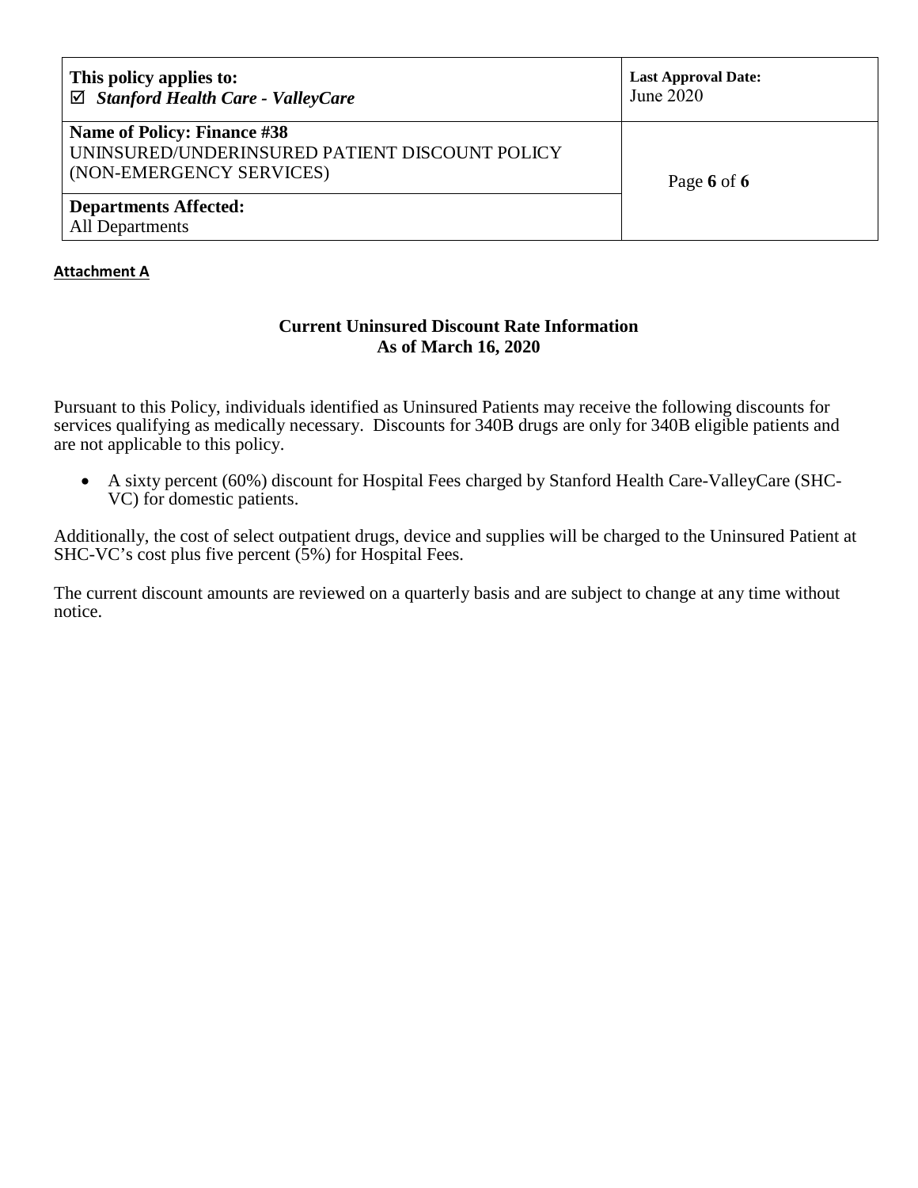**Attachment A**

## Current Uninsured Discount Rate Information
## As of March 16, 2020

Pursuant to this Policy, individuals identified as Uninsured Patients may receive the following discounts for services qualifying as medically necessary. Discounts for 340B drugs are only for 340B eligible patients and are not applicable to this policy.

- A sixty percent (60%) discount for Hospital Fees charged by Stanford Health Care-ValleyCare (SHC-VC) for domestic patients.

Additionally, the cost of select outpatient drugs, device and supplies will be charged to the Uninsured Patient at SHC-VC's cost plus five percent (5%) for Hospital Fees.

The current discount amounts are reviewed on a quarterly basis and are subject to change at any time without notice.